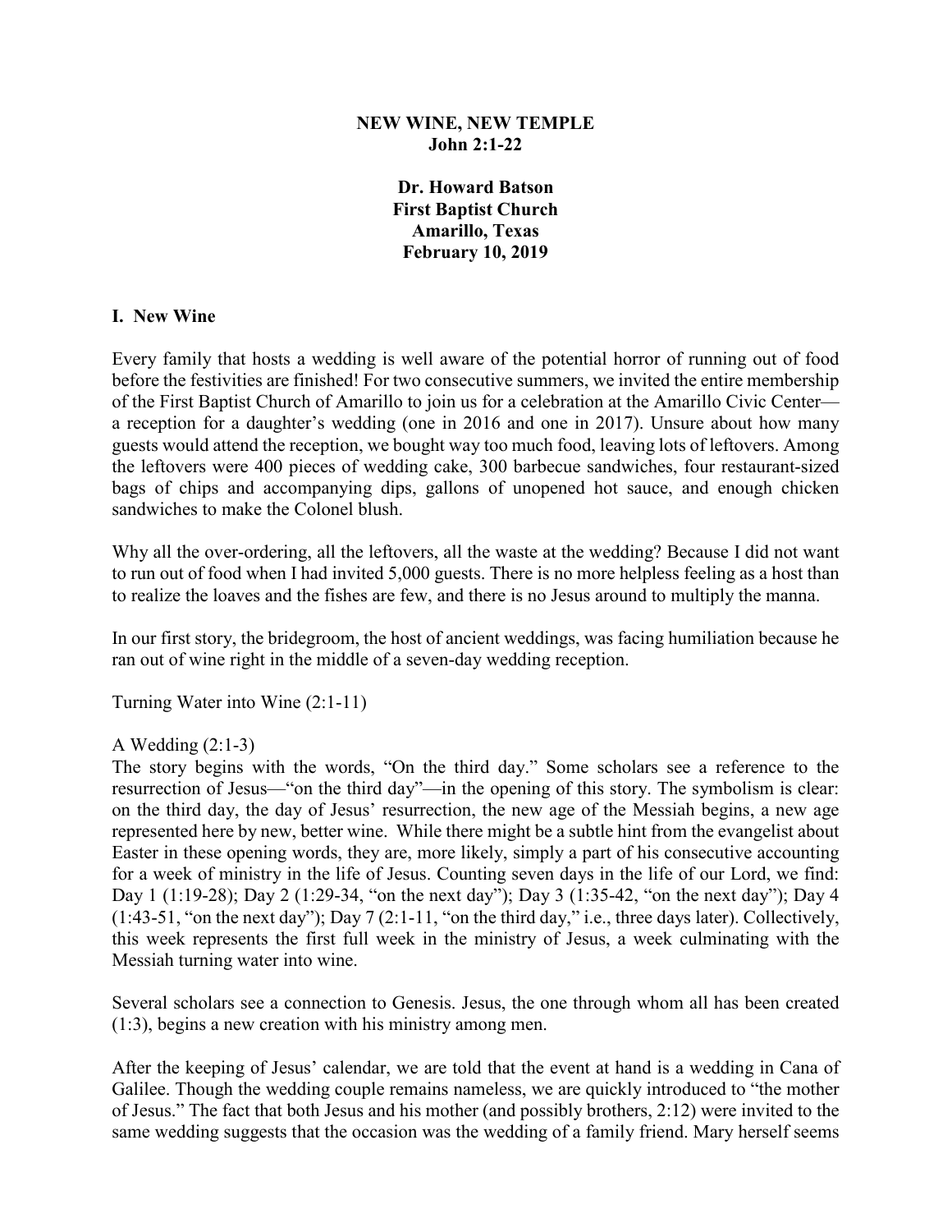**NEW WINE, NEW TEMPLE**
**John 2:1-22**

**Dr. Howard Batson**
**First Baptist Church**
**Amarillo, Texas**
**February 10, 2019**

## I. New Wine

Every family that hosts a wedding is well aware of the potential horror of running out of food before the festivities are finished! For two consecutive summers, we invited the entire membership of the First Baptist Church of Amarillo to join us for a celebration at the Amarillo Civic Center—a reception for a daughter's wedding (one in 2016 and one in 2017). Unsure about how many guests would attend the reception, we bought way too much food, leaving lots of leftovers. Among the leftovers were 400 pieces of wedding cake, 300 barbecue sandwiches, four restaurant-sized bags of chips and accompanying dips, gallons of unopened hot sauce, and enough chicken sandwiches to make the Colonel blush.

Why all the over-ordering, all the leftovers, all the waste at the wedding? Because I did not want to run out of food when I had invited 5,000 guests. There is no more helpless feeling as a host than to realize the loaves and the fishes are few, and there is no Jesus around to multiply the manna.

In our first story, the bridegroom, the host of ancient weddings, was facing humiliation because he ran out of wine right in the middle of a seven-day wedding reception.

Turning Water into Wine (2:1-11)

A Wedding (2:1-3)
The story begins with the words, "On the third day." Some scholars see a reference to the resurrection of Jesus—"on the third day"—in the opening of this story. The symbolism is clear: on the third day, the day of Jesus' resurrection, the new age of the Messiah begins, a new age represented here by new, better wine. While there might be a subtle hint from the evangelist about Easter in these opening words, they are, more likely, simply a part of his consecutive accounting for a week of ministry in the life of Jesus. Counting seven days in the life of our Lord, we find: Day 1 (1:19-28); Day 2 (1:29-34, "on the next day"); Day 3 (1:35-42, "on the next day"); Day 4 (1:43-51, "on the next day"); Day 7 (2:1-11, "on the third day," i.e., three days later). Collectively, this week represents the first full week in the ministry of Jesus, a week culminating with the Messiah turning water into wine.

Several scholars see a connection to Genesis. Jesus, the one through whom all has been created (1:3), begins a new creation with his ministry among men.

After the keeping of Jesus' calendar, we are told that the event at hand is a wedding in Cana of Galilee. Though the wedding couple remains nameless, we are quickly introduced to "the mother of Jesus." The fact that both Jesus and his mother (and possibly brothers, 2:12) were invited to the same wedding suggests that the occasion was the wedding of a family friend. Mary herself seems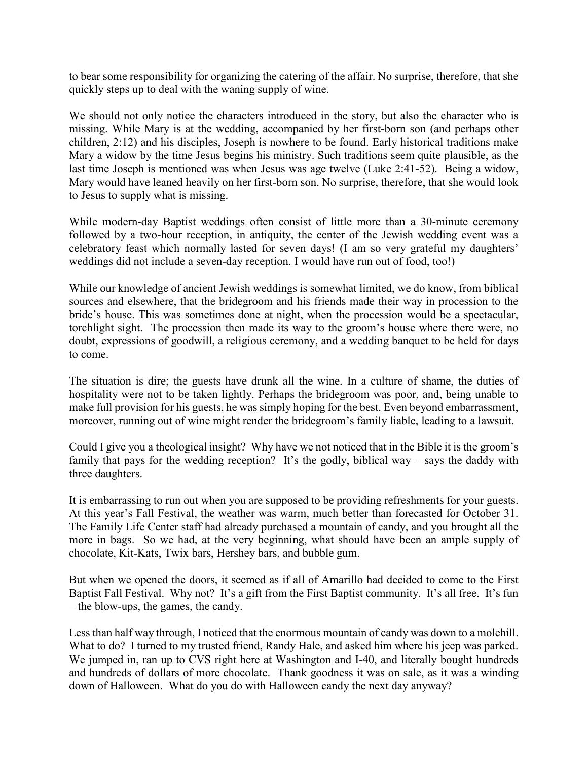to bear some responsibility for organizing the catering of the affair. No surprise, therefore, that she quickly steps up to deal with the waning supply of wine.

We should not only notice the characters introduced in the story, but also the character who is missing. While Mary is at the wedding, accompanied by her first-born son (and perhaps other children, 2:12) and his disciples, Joseph is nowhere to be found. Early historical traditions make Mary a widow by the time Jesus begins his ministry. Such traditions seem quite plausible, as the last time Joseph is mentioned was when Jesus was age twelve (Luke 2:41-52). Being a widow, Mary would have leaned heavily on her first-born son. No surprise, therefore, that she would look to Jesus to supply what is missing.

While modern-day Baptist weddings often consist of little more than a 30-minute ceremony followed by a two-hour reception, in antiquity, the center of the Jewish wedding event was a celebratory feast which normally lasted for seven days! (I am so very grateful my daughters' weddings did not include a seven-day reception. I would have run out of food, too!)

While our knowledge of ancient Jewish weddings is somewhat limited, we do know, from biblical sources and elsewhere, that the bridegroom and his friends made their way in procession to the bride's house. This was sometimes done at night, when the procession would be a spectacular, torchlight sight. The procession then made its way to the groom's house where there were, no doubt, expressions of goodwill, a religious ceremony, and a wedding banquet to be held for days to come.

The situation is dire; the guests have drunk all the wine. In a culture of shame, the duties of hospitality were not to be taken lightly. Perhaps the bridegroom was poor, and, being unable to make full provision for his guests, he was simply hoping for the best. Even beyond embarrassment, moreover, running out of wine might render the bridegroom's family liable, leading to a lawsuit.

Could I give you a theological insight? Why have we not noticed that in the Bible it is the groom's family that pays for the wedding reception? It's the godly, biblical way – says the daddy with three daughters.

It is embarrassing to run out when you are supposed to be providing refreshments for your guests. At this year's Fall Festival, the weather was warm, much better than forecasted for October 31. The Family Life Center staff had already purchased a mountain of candy, and you brought all the more in bags. So we had, at the very beginning, what should have been an ample supply of chocolate, Kit-Kats, Twix bars, Hershey bars, and bubble gum.

But when we opened the doors, it seemed as if all of Amarillo had decided to come to the First Baptist Fall Festival. Why not? It's a gift from the First Baptist community. It's all free. It's fun – the blow-ups, the games, the candy.

Less than half way through, I noticed that the enormous mountain of candy was down to a molehill. What to do? I turned to my trusted friend, Randy Hale, and asked him where his jeep was parked. We jumped in, ran up to CVS right here at Washington and I-40, and literally bought hundreds and hundreds of dollars of more chocolate. Thank goodness it was on sale, as it was a winding down of Halloween. What do you do with Halloween candy the next day anyway?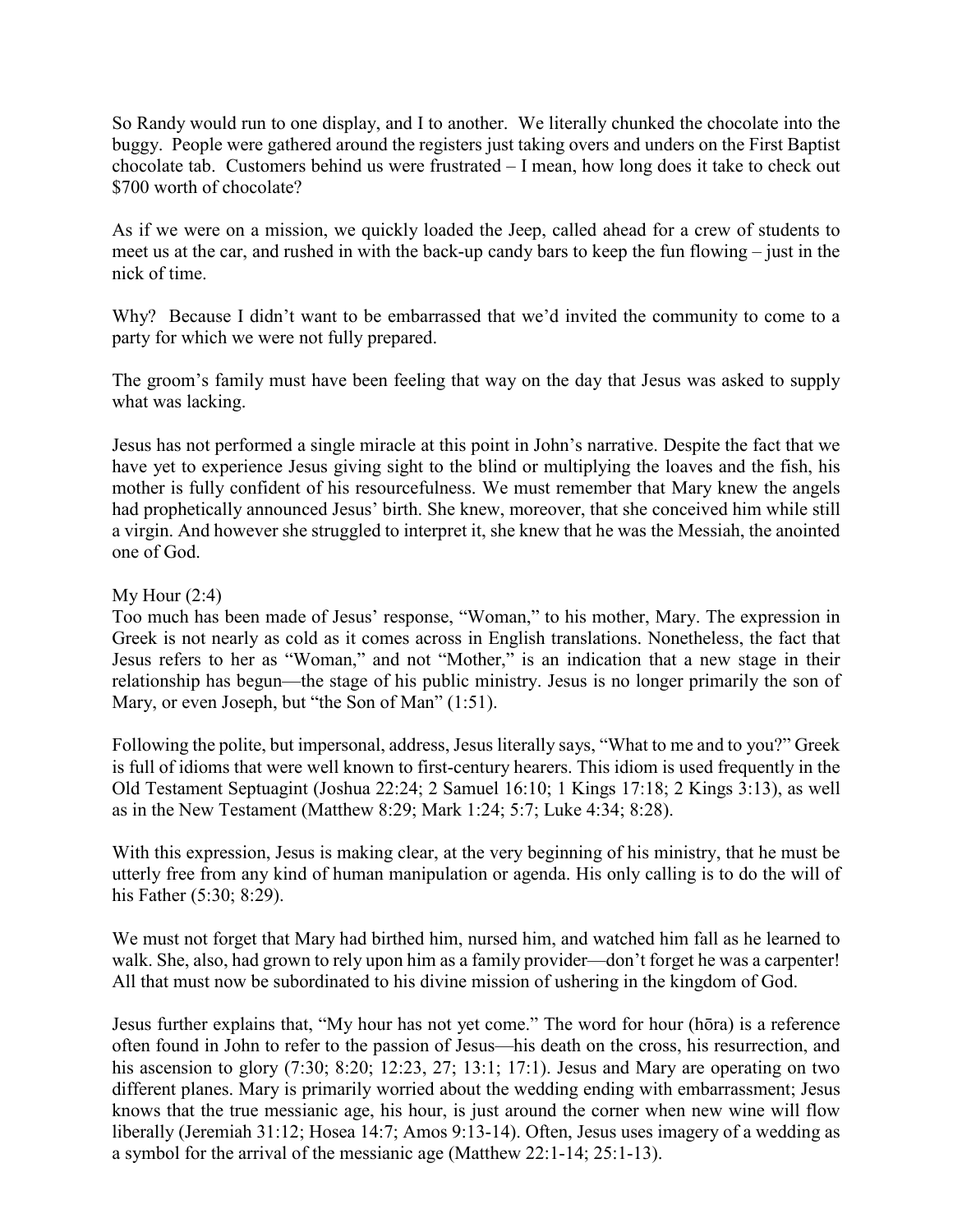So Randy would run to one display, and I to another. We literally chunked the chocolate into the buggy. People were gathered around the registers just taking overs and unders on the First Baptist chocolate tab. Customers behind us were frustrated – I mean, how long does it take to check out $700 worth of chocolate?

As if we were on a mission, we quickly loaded the Jeep, called ahead for a crew of students to meet us at the car, and rushed in with the back-up candy bars to keep the fun flowing – just in the nick of time.

Why? Because I didn't want to be embarrassed that we'd invited the community to come to a party for which we were not fully prepared.

The groom's family must have been feeling that way on the day that Jesus was asked to supply what was lacking.

Jesus has not performed a single miracle at this point in John's narrative. Despite the fact that we have yet to experience Jesus giving sight to the blind or multiplying the loaves and the fish, his mother is fully confident of his resourcefulness. We must remember that Mary knew the angels had prophetically announced Jesus' birth. She knew, moreover, that she conceived him while still a virgin. And however she struggled to interpret it, she knew that he was the Messiah, the anointed one of God.

My Hour (2:4)

Too much has been made of Jesus' response, "Woman," to his mother, Mary. The expression in Greek is not nearly as cold as it comes across in English translations. Nonetheless, the fact that Jesus refers to her as "Woman," and not "Mother," is an indication that a new stage in their relationship has begun—the stage of his public ministry. Jesus is no longer primarily the son of Mary, or even Joseph, but "the Son of Man" (1:51).

Following the polite, but impersonal, address, Jesus literally says, "What to me and to you?" Greek is full of idioms that were well known to first-century hearers. This idiom is used frequently in the Old Testament Septuagint (Joshua 22:24; 2 Samuel 16:10; 1 Kings 17:18; 2 Kings 3:13), as well as in the New Testament (Matthew 8:29; Mark 1:24; 5:7; Luke 4:34; 8:28).

With this expression, Jesus is making clear, at the very beginning of his ministry, that he must be utterly free from any kind of human manipulation or agenda. His only calling is to do the will of his Father (5:30; 8:29).

We must not forget that Mary had birthed him, nursed him, and watched him fall as he learned to walk. She, also, had grown to rely upon him as a family provider—don't forget he was a carpenter! All that must now be subordinated to his divine mission of ushering in the kingdom of God.

Jesus further explains that, "My hour has not yet come." The word for hour (hōra) is a reference often found in John to refer to the passion of Jesus—his death on the cross, his resurrection, and his ascension to glory (7:30; 8:20; 12:23, 27; 13:1; 17:1). Jesus and Mary are operating on two different planes. Mary is primarily worried about the wedding ending with embarrassment; Jesus knows that the true messianic age, his hour, is just around the corner when new wine will flow liberally (Jeremiah 31:12; Hosea 14:7; Amos 9:13-14). Often, Jesus uses imagery of a wedding as a symbol for the arrival of the messianic age (Matthew 22:1-14; 25:1-13).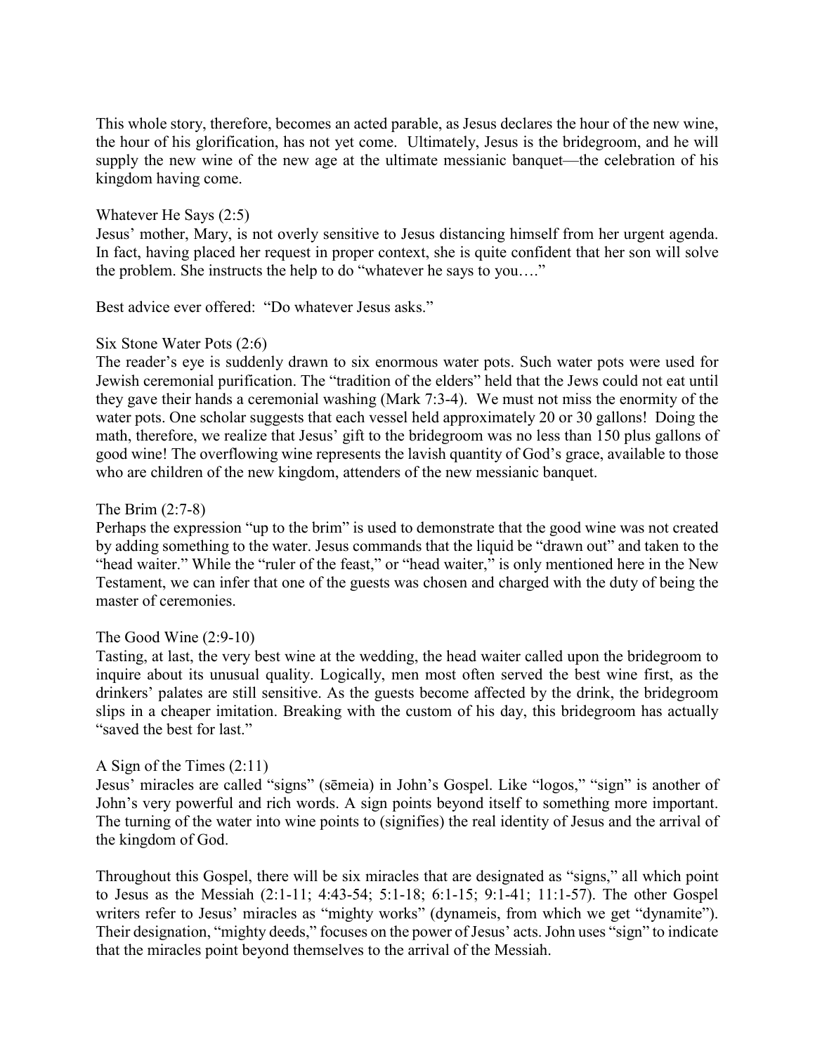This whole story, therefore, becomes an acted parable, as Jesus declares the hour of the new wine, the hour of his glorification, has not yet come. Ultimately, Jesus is the bridegroom, and he will supply the new wine of the new age at the ultimate messianic banquet—the celebration of his kingdom having come.

### Whatever He Says (2:5)

Jesus' mother, Mary, is not overly sensitive to Jesus distancing himself from her urgent agenda. In fact, having placed her request in proper context, she is quite confident that her son will solve the problem. She instructs the help to do "whatever he says to you…."

Best advice ever offered: "Do whatever Jesus asks."

### Six Stone Water Pots (2:6)

The reader's eye is suddenly drawn to six enormous water pots. Such water pots were used for Jewish ceremonial purification. The "tradition of the elders" held that the Jews could not eat until they gave their hands a ceremonial washing (Mark 7:3-4). We must not miss the enormity of the water pots. One scholar suggests that each vessel held approximately 20 or 30 gallons! Doing the math, therefore, we realize that Jesus' gift to the bridegroom was no less than 150 plus gallons of good wine! The overflowing wine represents the lavish quantity of God's grace, available to those who are children of the new kingdom, attenders of the new messianic banquet.

### The Brim (2:7-8)

Perhaps the expression "up to the brim" is used to demonstrate that the good wine was not created by adding something to the water. Jesus commands that the liquid be "drawn out" and taken to the "head waiter." While the "ruler of the feast," or "head waiter," is only mentioned here in the New Testament, we can infer that one of the guests was chosen and charged with the duty of being the master of ceremonies.

### The Good Wine (2:9-10)

Tasting, at last, the very best wine at the wedding, the head waiter called upon the bridegroom to inquire about its unusual quality. Logically, men most often served the best wine first, as the drinkers' palates are still sensitive. As the guests become affected by the drink, the bridegroom slips in a cheaper imitation. Breaking with the custom of his day, this bridegroom has actually "saved the best for last."

### A Sign of the Times (2:11)

Jesus' miracles are called "signs" (sēmeia) in John's Gospel. Like "logos," "sign" is another of John's very powerful and rich words. A sign points beyond itself to something more important. The turning of the water into wine points to (signifies) the real identity of Jesus and the arrival of the kingdom of God.

Throughout this Gospel, there will be six miracles that are designated as "signs," all which point to Jesus as the Messiah (2:1-11; 4:43-54; 5:1-18; 6:1-15; 9:1-41; 11:1-57). The other Gospel writers refer to Jesus' miracles as "mighty works" (dynameis, from which we get "dynamite"). Their designation, "mighty deeds," focuses on the power of Jesus' acts. John uses "sign" to indicate that the miracles point beyond themselves to the arrival of the Messiah.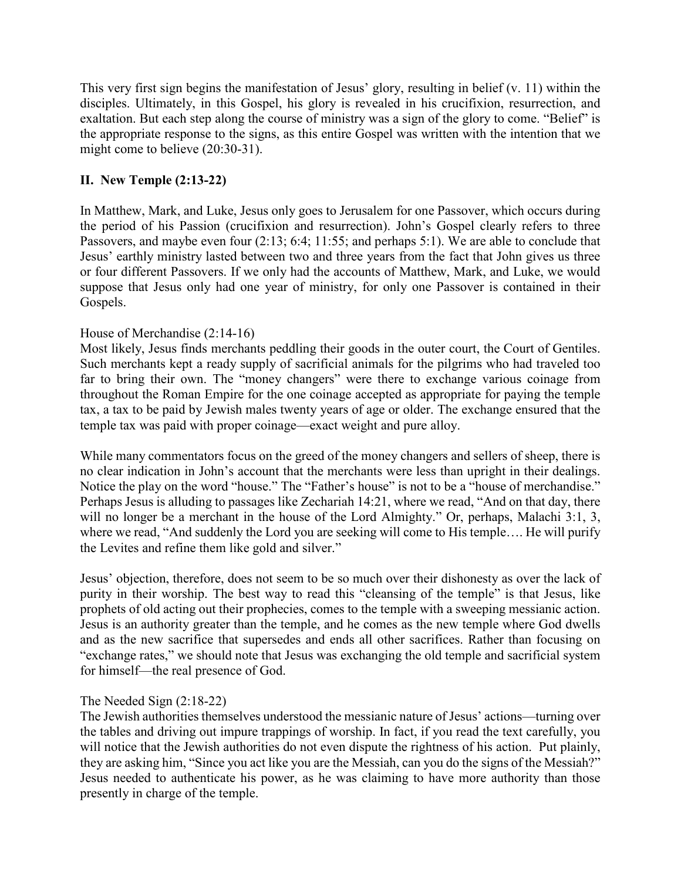This very first sign begins the manifestation of Jesus' glory, resulting in belief (v. 11) within the disciples. Ultimately, in this Gospel, his glory is revealed in his crucifixion, resurrection, and exaltation. But each step along the course of ministry was a sign of the glory to come. "Belief" is the appropriate response to the signs, as this entire Gospel was written with the intention that we might come to believe (20:30-31).

## II. New Temple (2:13-22)

In Matthew, Mark, and Luke, Jesus only goes to Jerusalem for one Passover, which occurs during the period of his Passion (crucifixion and resurrection). John's Gospel clearly refers to three Passovers, and maybe even four (2:13; 6:4; 11:55; and perhaps 5:1). We are able to conclude that Jesus' earthly ministry lasted between two and three years from the fact that John gives us three or four different Passovers. If we only had the accounts of Matthew, Mark, and Luke, we would suppose that Jesus only had one year of ministry, for only one Passover is contained in their Gospels.

House of Merchandise (2:14-16)

Most likely, Jesus finds merchants peddling their goods in the outer court, the Court of Gentiles. Such merchants kept a ready supply of sacrificial animals for the pilgrims who had traveled too far to bring their own. The "money changers" were there to exchange various coinage from throughout the Roman Empire for the one coinage accepted as appropriate for paying the temple tax, a tax to be paid by Jewish males twenty years of age or older. The exchange ensured that the temple tax was paid with proper coinage—exact weight and pure alloy.

While many commentators focus on the greed of the money changers and sellers of sheep, there is no clear indication in John's account that the merchants were less than upright in their dealings. Notice the play on the word "house." The "Father's house" is not to be a "house of merchandise." Perhaps Jesus is alluding to passages like Zechariah 14:21, where we read, "And on that day, there will no longer be a merchant in the house of the Lord Almighty." Or, perhaps, Malachi 3:1, 3, where we read, "And suddenly the Lord you are seeking will come to His temple…. He will purify the Levites and refine them like gold and silver."

Jesus' objection, therefore, does not seem to be so much over their dishonesty as over the lack of purity in their worship. The best way to read this "cleansing of the temple" is that Jesus, like prophets of old acting out their prophecies, comes to the temple with a sweeping messianic action. Jesus is an authority greater than the temple, and he comes as the new temple where God dwells and as the new sacrifice that supersedes and ends all other sacrifices. Rather than focusing on "exchange rates," we should note that Jesus was exchanging the old temple and sacrificial system for himself—the real presence of God.

The Needed Sign (2:18-22)

The Jewish authorities themselves understood the messianic nature of Jesus' actions—turning over the tables and driving out impure trappings of worship. In fact, if you read the text carefully, you will notice that the Jewish authorities do not even dispute the rightness of his action. Put plainly, they are asking him, "Since you act like you are the Messiah, can you do the signs of the Messiah?" Jesus needed to authenticate his power, as he was claiming to have more authority than those presently in charge of the temple.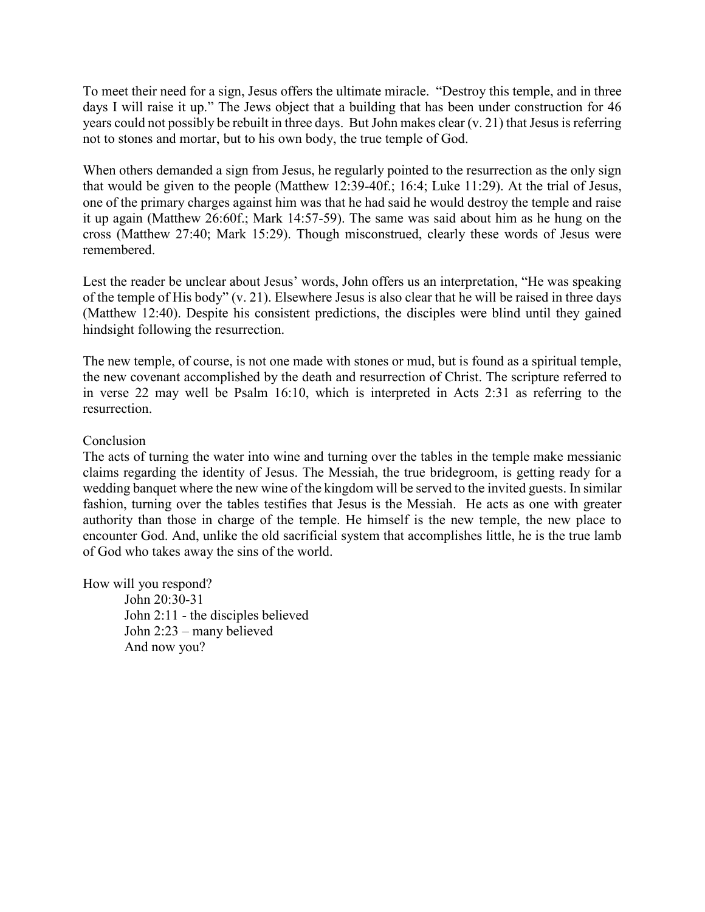To meet their need for a sign, Jesus offers the ultimate miracle. "Destroy this temple, and in three days I will raise it up." The Jews object that a building that has been under construction for 46 years could not possibly be rebuilt in three days. But John makes clear (v. 21) that Jesus is referring not to stones and mortar, but to his own body, the true temple of God.

When others demanded a sign from Jesus, he regularly pointed to the resurrection as the only sign that would be given to the people (Matthew 12:39-40f.; 16:4; Luke 11:29). At the trial of Jesus, one of the primary charges against him was that he had said he would destroy the temple and raise it up again (Matthew 26:60f.; Mark 14:57-59). The same was said about him as he hung on the cross (Matthew 27:40; Mark 15:29). Though misconstrued, clearly these words of Jesus were remembered.

Lest the reader be unclear about Jesus' words, John offers us an interpretation, "He was speaking of the temple of His body" (v. 21). Elsewhere Jesus is also clear that he will be raised in three days (Matthew 12:40). Despite his consistent predictions, the disciples were blind until they gained hindsight following the resurrection.

The new temple, of course, is not one made with stones or mud, but is found as a spiritual temple, the new covenant accomplished by the death and resurrection of Christ. The scripture referred to in verse 22 may well be Psalm 16:10, which is interpreted in Acts 2:31 as referring to the resurrection.

## Conclusion

The acts of turning the water into wine and turning over the tables in the temple make messianic claims regarding the identity of Jesus. The Messiah, the true bridegroom, is getting ready for a wedding banquet where the new wine of the kingdom will be served to the invited guests. In similar fashion, turning over the tables testifies that Jesus is the Messiah. He acts as one with greater authority than those in charge of the temple. He himself is the new temple, the new place to encounter God. And, unlike the old sacrificial system that accomplishes little, he is the true lamb of God who takes away the sins of the world.

How will you respond?

- John 20:30-31
- John 2:11 - the disciples believed
- John 2:23 – many believed
- And now you?